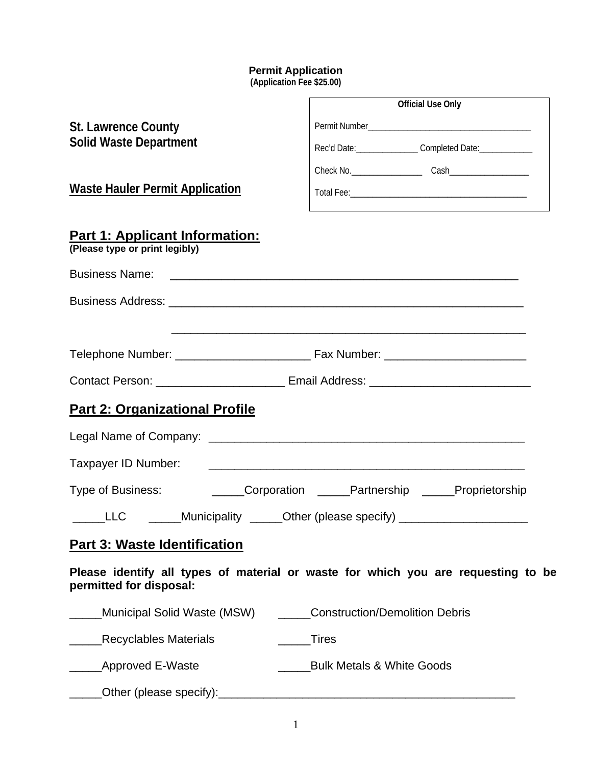**Permit Application**
**(Application Fee $25.00)**

| Official Use Only | |
|---|---|
| Permit Number____________________________________ | |
| Rec'd Date:______________ | Completed Date:____________ |
| Check No.________________ | Cash__________________ |
| Total Fee:________________________________________ | |

**St. Lawrence County**
**Solid Waste Department**

**Waste Hauler Permit Application**

## Part 1: Applicant Information:

**(Please type or print legibly)**

Business Name: _________________________________________________________

Business Address: _________________________________________________________

_________________________________________________________

Telephone Number: _____________________ Fax Number: ______________________

Contact Person: ____________________ Email Address: _________________________

## Part 2: Organizational Profile

Legal Name of Company: __________________________________________________

Taxpayer ID Number: __________________________________________________

Type of Business: _____Corporation _____Partnership _____Proprietorship

_____LLC _____Municipality _____Other (please specify) ____________________

## Part 3: Waste Identification

**Please identify all types of material or waste for which you are requesting to be permitted for disposal:**

_____Municipal Solid Waste (MSW) _____Construction/Demolition Debris

_____Recyclables Materials _____Tires

_____Approved E-Waste _____Bulk Metals & White Goods

_____Other (please specify):_______________________________________________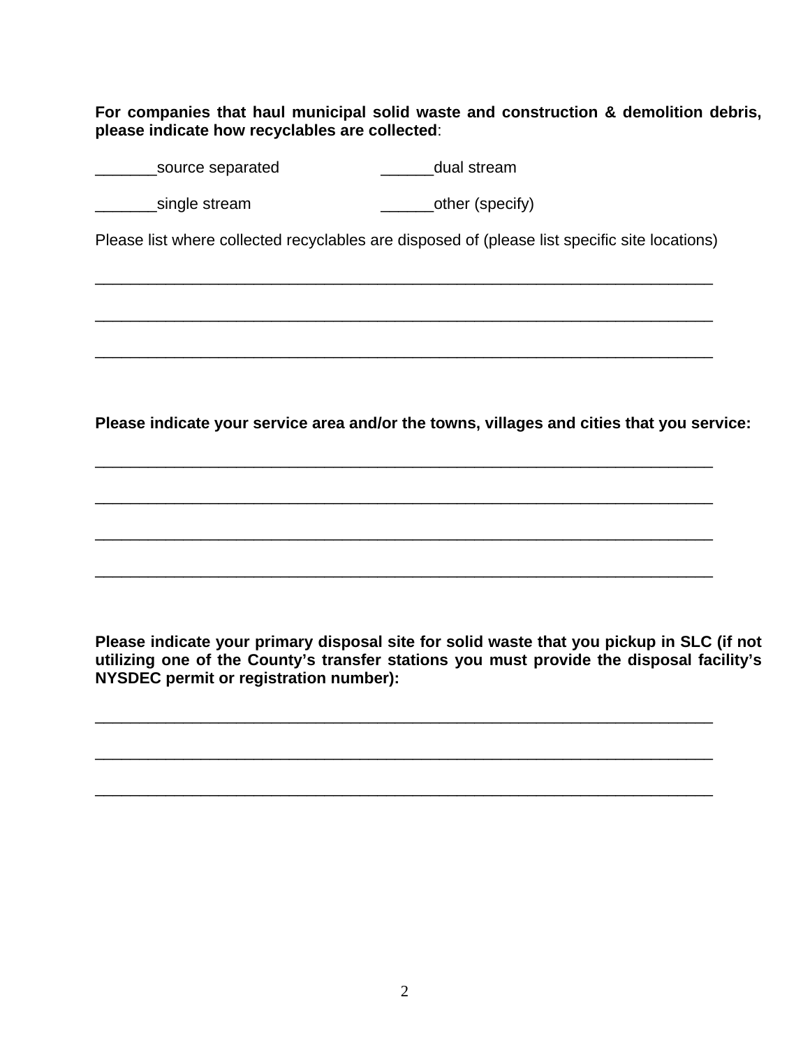**For companies that haul municipal solid waste and construction & demolition debris, please indicate how recyclables are collected**:

_______source separated ______dual stream

_______single stream ______other (specify)

Please list where collected recyclables are disposed of (please list specific site locations)

___________________________________________________________________________

___________________________________________________________________________

___________________________________________________________________________

**Please indicate your service area and/or the towns, villages and cities that you service:**

___________________________________________________________________________

___________________________________________________________________________

___________________________________________________________________________

___________________________________________________________________________

**Please indicate your primary disposal site for solid waste that you pickup in SLC (if not utilizing one of the County's transfer stations you must provide the disposal facility's NYSDEC permit or registration number):**

___________________________________________________________________________

___________________________________________________________________________

___________________________________________________________________________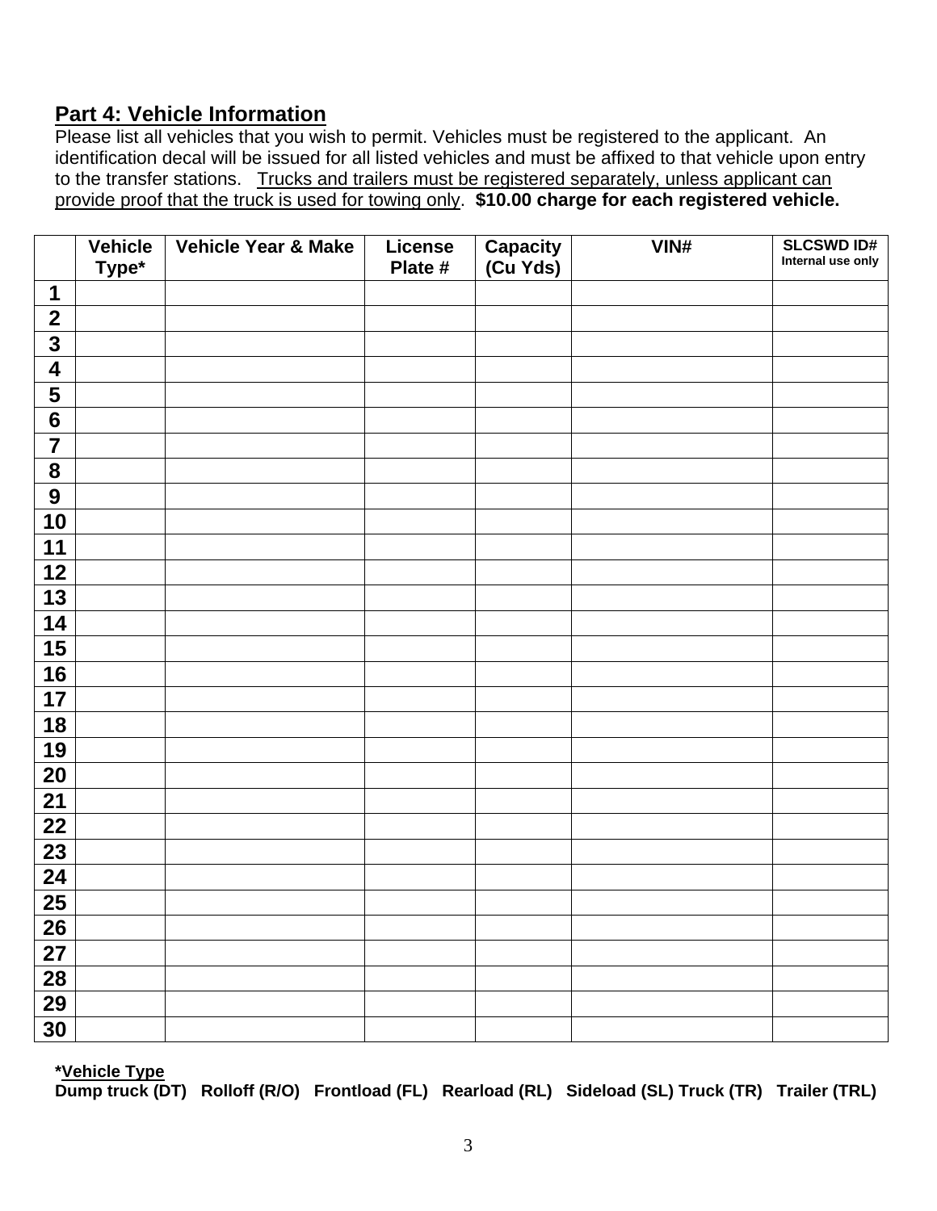## Part 4: Vehicle Information

Please list all vehicles that you wish to permit. Vehicles must be registered to the applicant. An identification decal will be issued for all listed vehicles and must be affixed to that vehicle upon entry to the transfer stations. Trucks and trailers must be registered separately, unless applicant can provide proof that the truck is used for towing only. **$10.00 charge for each registered vehicle.**

| | Vehicle Type* | Vehicle Year & Make | License Plate # | Capacity (Cu Yds) | VIN# | SLCSWD ID# Internal use only |
|---|---|---|---|---|---|---|
| 1 | | | | | | |
| 2 | | | | | | |
| 3 | | | | | | |
| 4 | | | | | | |
| 5 | | | | | | |
| 6 | | | | | | |
| 7 | | | | | | |
| 8 | | | | | | |
| 9 | | | | | | |
| 10 | | | | | | |
| 11 | | | | | | |
| 12 | | | | | | |
| 13 | | | | | | |
| 14 | | | | | | |
| 15 | | | | | | |
| 16 | | | | | | |
| 17 | | | | | | |
| 18 | | | | | | |
| 19 | | | | | | |
| 20 | | | | | | |
| 21 | | | | | | |
| 22 | | | | | | |
| 23 | | | | | | |
| 24 | | | | | | |
| 25 | | | | | | |
| 26 | | | | | | |
| 27 | | | | | | |
| 28 | | | | | | |
| 29 | | | | | | |
| 30 | | | | | | |

***Vehicle Type**

**Dump truck (DT) Rolloff (R/O) Frontload (FL) Rearload (RL) Sideload (SL) Truck (TR) Trailer (TRL)**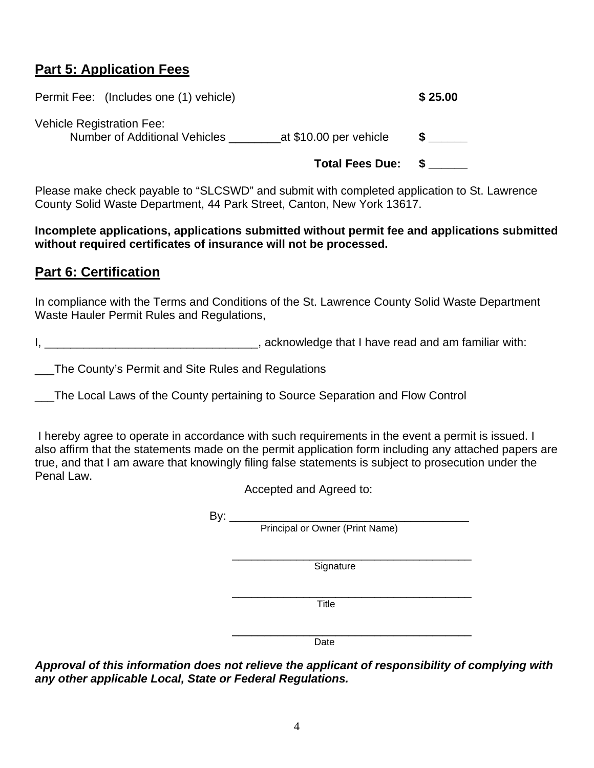## Part 5: Application Fees

Permit Fee: (Includes one (1) vehicle) **$ 25.00**

Vehicle Registration Fee:
Number of Additional Vehicles ________at $10.00 per vehicle **$ ______**

**Total Fees Due: $ ______**

Please make check payable to "SLCSWD" and submit with completed application to St. Lawrence County Solid Waste Department, 44 Park Street, Canton, New York 13617.

**Incomplete applications, applications submitted without permit fee and applications submitted without required certificates of insurance will not be processed.**

## Part 6: Certification

In compliance with the Terms and Conditions of the St. Lawrence County Solid Waste Department Waste Hauler Permit Rules and Regulations,

I, _________________________________, acknowledge that I have read and am familiar with:

___The County's Permit and Site Rules and Regulations

___The Local Laws of the County pertaining to Source Separation and Flow Control

I hereby agree to operate in accordance with such requirements in the event a permit is issued. I also affirm that the statements made on the permit application form including any attached papers are true, and that I am aware that knowingly filing false statements is subject to prosecution under the Penal Law.

Accepted and Agreed to:

By: ______________________________________
Principal or Owner (Print Name)

______________________________________
Signature

______________________________________
Title

______________________________________
Date

***Approval of this information does not relieve the applicant of responsibility of complying with any other applicable Local, State or Federal Regulations.***